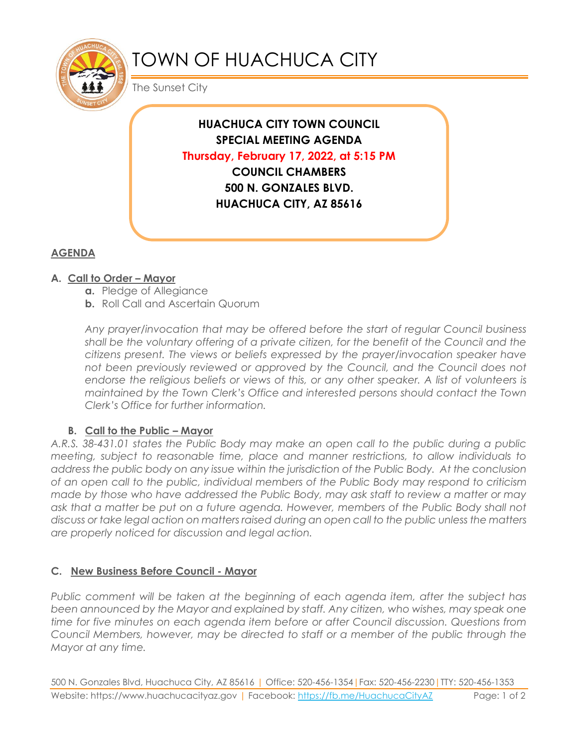# TOWN OF HUACHUCA CITY

The Sunset City

**HUACHUCA CITY TOWN COUNCIL**
**SPECIAL MEETING AGENDA**
**Thursday, February 17, 2022, at 5:15 PM**
**COUNCIL CHAMBERS**
**500 N. GONZALES BLVD.**
**HUACHUCA CITY, AZ 85616**

## AGENDA

### A. Call to Order – Mayor

- **a.** Pledge of Allegiance
- **b.** Roll Call and Ascertain Quorum

*Any prayer/invocation that may be offered before the start of regular Council business shall be the voluntary offering of a private citizen, for the benefit of the Council and the citizens present. The views or beliefs expressed by the prayer/invocation speaker have not been previously reviewed or approved by the Council, and the Council does not endorse the religious beliefs or views of this, or any other speaker. A list of volunteers is maintained by the Town Clerk's Office and interested persons should contact the Town Clerk's Office for further information.*

### B. Call to the Public – Mayor

*A.R.S. 38-431.01 states the Public Body may make an open call to the public during a public meeting, subject to reasonable time, place and manner restrictions, to allow individuals to address the public body on any issue within the jurisdiction of the Public Body. At the conclusion of an open call to the public, individual members of the Public Body may respond to criticism made by those who have addressed the Public Body, may ask staff to review a matter or may ask that a matter be put on a future agenda. However, members of the Public Body shall not discuss or take legal action on matters raised during an open call to the public unless the matters are properly noticed for discussion and legal action.*

### C. New Business Before Council - Mayor

*Public comment will be taken at the beginning of each agenda item, after the subject has been announced by the Mayor and explained by staff. Any citizen, who wishes, may speak one time for five minutes on each agenda item before or after Council discussion. Questions from Council Members, however, may be directed to staff or a member of the public through the Mayor at any time.*

500 N. Gonzales Blvd, Huachuca City, AZ 85616 | Office: 520-456-1354 | Fax: 520-456-2230 | TTY: 520-456-1353
Website: https://www.huachucacityaz.gov | Facebook: https://fb.me/HuachucaCityAZ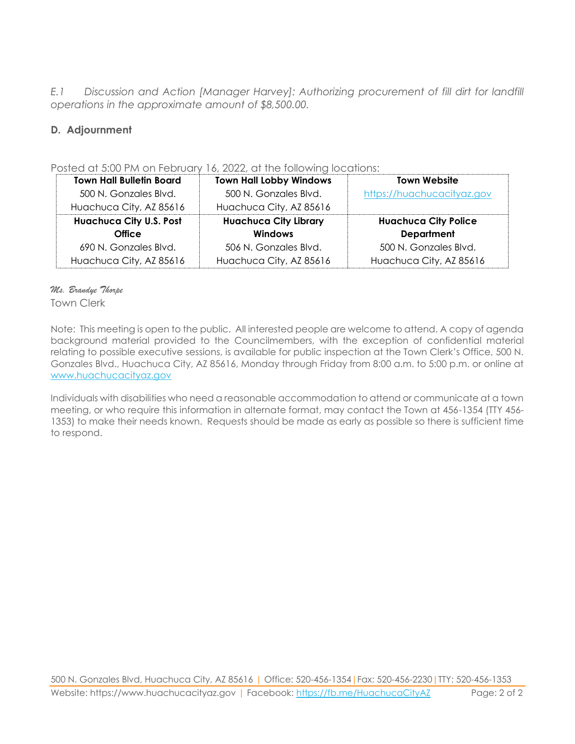*E.1 Discussion and Action [Manager Harvey]: Authorizing procurement of fill dirt for landfill operations in the approximate amount of $8,500.00.*

## D. Adjournment

Posted at 5:00 PM on February 16, 2022, at the following locations:

| | | |
|---|---|---|
| **Town Hall Bulletin Board**<br>500 N. Gonzales Blvd.<br>Huachuca City, AZ 85616 | **Town Hall Lobby Windows**<br>500 N. Gonzales Blvd.<br>Huachuca City, AZ 85616 | **Town Website**<br>https://huachucacityaz.gov |
| **Huachuca City U.S. Post Office**<br>690 N. Gonzales Blvd.<br>Huachuca City, AZ 85616 | **Huachuca City Library Windows**<br>506 N. Gonzales Blvd.<br>Huachuca City, AZ 85616 | **Huachuca City Police Department**<br>500 N. Gonzales Blvd.<br>Huachuca City, AZ 85616 |

*Ms. Brandye Thorpe*
Town Clerk

Note: This meeting is open to the public. All interested people are welcome to attend. A copy of agenda background material provided to the Councilmembers, with the exception of confidential material relating to possible executive sessions, is available for public inspection at the Town Clerk's Office, 500 N. Gonzales Blvd., Huachuca City, AZ 85616, Monday through Friday from 8:00 a.m. to 5:00 p.m. or online at www.huachucacityaz.gov

Individuals with disabilities who need a reasonable accommodation to attend or communicate at a town meeting, or who require this information in alternate format, may contact the Town at 456-1354 (TTY 456-1353) to make their needs known. Requests should be made as early as possible so there is sufficient time to respond.